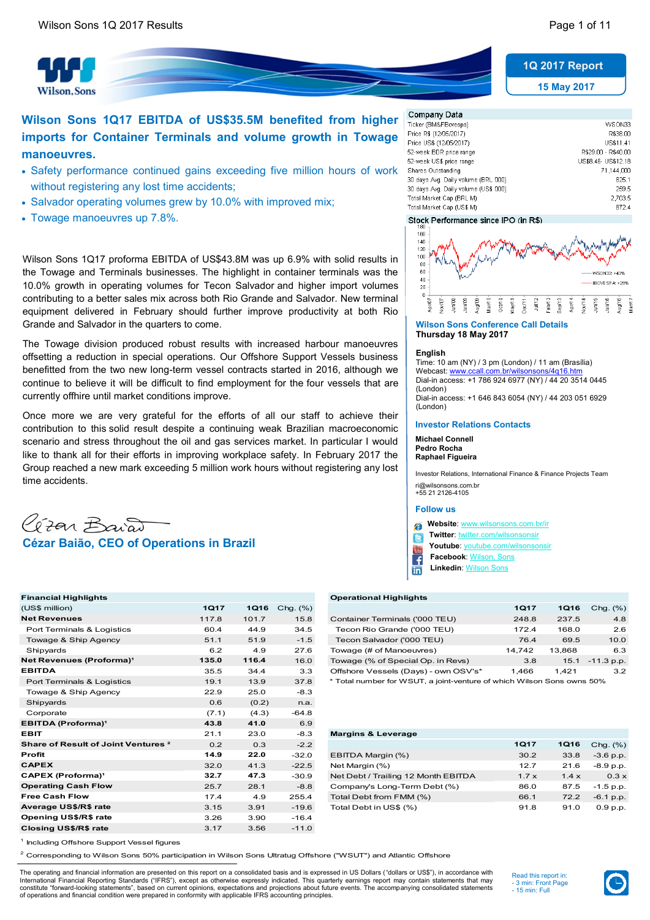**1Q 2017 Report**

**15 May 2017**

# Wilson Sons 1Q17 EBITDA of US$35.5M benefited from higher imports for Container Terminals and volume growth in Towage manoeuvres.

- Safety performance continued gains exceeding five million hours of work without registering any lost time accidents;
- Salvador operating volumes grew by 10.0% with improved mix;
- Towage manoeuvres up 7.8%.

Wilson Sons 1Q17 proforma EBITDA of US$43.8M was up 6.9% with solid results in the Towage and Terminals businesses. The highlight in container terminals was the 10.0% growth in operating volumes for Tecon Salvador and higher import volumes contributing to a better sales mix across both Rio Grande and Salvador. New terminal equipment delivered in February should further improve productivity at both Rio Grande and Salvador in the quarters to come.

The Towage division produced robust results with increased harbour manoeuvres offsetting a reduction in special operations. Our Offshore Support Vessels business benefitted from the two new long-term vessel contracts started in 2016, although we continue to believe it will be difficult to find employment for the four vessels that are currently offhire until market conditions improve.

Once more we are very grateful for the efforts of all our staff to achieve their contribution to this solid result despite a continuing weak Brazilian macroeconomic scenario and stress throughout the oil and gas services market. In particular I would like to thank all for their efforts in improving workplace safety. In February 2017 the Group reached a new mark exceeding 5 million work hours without registering any lost time accidents.

**Cézar Baião, CEO of Operations in Brazil**

| Company Data | |
|---|---|
| Ticker (BM&FBovespa) | WSON33 |
| Price R$ (12/05/2017) | R$38.00 |
| Price US$ (12/05/2017) | US$11.41 |
| 52-week BDR price range | R$29.00 - R$40.00 |
| 52-week US$ price range | US$8.45 - US$12.18 |
| Shares Outstanding | 71,144,000 |
| 30 days Avg. Daily volume (BRL 000) | 825.1 |
| 30 days Avg. Daily volume (US$ 000) | 259.5 |
| Total Market Cap (BRL M) | 2,703.5 |
| Total Market Cap (US$ M) | 872.4 |

Stock Performance since IPO (in R$)

WSON33: +43%; IBOVESPA: +29%

### Wilson Sons Conference Call Details
**Thursday 18 May 2017**

**English**
Time: 10 am (NY) / 3 pm (London) / 11 am (Brasília)
Webcast: www.ccall.com.br/wilsonsons/4q16.htm
Dial-in access: +1 786 924 6977 (NY) / 44 20 3514 0445 (London)
Dial-in access: +1 646 843 6054 (NY) / 44 203 051 6929 (London)

### Investor Relations Contacts

**Michael Connell**
**Pedro Rocha**
**Raphael Figueira**

Investor Relations, International Finance & Finance Projects Team

ri@wilsonsons.com.br
+55 21 2126-4105

### Follow us

- **Website:** www.wilsonsons.com.br/ir
- **Twitter:** twitter.com/wilsonsonsir
- **Youtube:** youtube.com/wilsonsonsir
- **Facebook:** Wilson, Sons
- **Linkedin:** Wilson Sons

| **Financial Highlights** (US$ million) | 1Q17 | 1Q16 | Chg. (%) |
|---|---|---|---|
| **Net Revenues** | 117.8 | 101.7 | 15.8 |
| Port Terminals & Logistics | 60.4 | 44.9 | 34.5 |
| Towage & Ship Agency | 51.1 | 51.9 | -1.5 |
| Shipyards | 6.2 | 4.9 | 27.6 |
| **Net Revenues (Proforma)**[1] | **135.0** | **116.4** | **16.0** |
| **EBITDA** | 35.5 | 34.4 | 3.3 |
| Port Terminals & Logistics | 19.1 | 13.9 | 37.8 |
| Towage & Ship Agency | 22.9 | 25.0 | -8.3 |
| Shipyards | 0.6 | (0.2) | n.a. |
| Corporate | (7.1) | (4.3) | -64.8 |
| **EBITDA (Proforma)**[1] | **43.8** | **41.0** | **6.9** |
| **EBIT** | 21.1 | 23.0 | -8.3 |
| **Share of Result of Joint Ventures**[2] | 0.2 | 0.3 | -2.2 |
| **Profit** | **14.9** | **22.0** | -32.0 |
| **CAPEX** | 32.0 | 41.3 | -22.5 |
| **CAPEX (Proforma)**[1] | **32.7** | **47.3** | -30.9 |
| **Operating Cash Flow** | 25.7 | 28.1 | -8.8 |
| **Free Cash Flow** | 17.4 | 4.9 | 255.4 |
| **Average US$/R$ rate** | 3.15 | 3.91 | -19.6 |
| **Opening US$/R$ rate** | 3.26 | 3.90 | -16.4 |
| **Closing US$/R$ rate** | 3.17 | 3.56 | -11.0 |

| **Operational Highlights** | 1Q17 | 1Q16 | Chg. (%) |
|---|---|---|---|
| Container Terminals ('000 TEU) | 248.8 | 237.5 | 4.8 |
| Tecon Rio Grande ('000 TEU) | 172.4 | 168.0 | 2.6 |
| Tecon Salvador ('000 TEU) | 76.4 | 69.5 | 10.0 |
| Towage (# of Manoeuvres) | 14,742 | 13,868 | 6.3 |
| Towage (% of Special Op. in Revs) | 3.8 | 15.1 | -11.3 p.p. |
| Offshore Vessels (Days) - own OSV's* | 1,466 | 1,421 | 3.2 |

\* Total number for WSUT, a joint-venture of which Wilson Sons owns 50%

| **Margins & Leverage** | 1Q17 | 1Q16 | Chg. (%) |
|---|---|---|---|
| EBITDA Margin (%) | 30.2 | 33.8 | -3.6 p.p. |
| Net Margin (%) | 12.7 | 21.6 | -8.9 p.p. |
| Net Debt / Trailing 12 Month EBITDA | 1.7 x | 1.4 x | 0.3 x |
| Company's Long-Term Debt (%) | 86.0 | 87.5 | -1.5 p.p. |
| Total Debt from FMM (%) | 66.1 | 72.2 | -6.1 p.p. |
| Total Debt in US$ (%) | 91.8 | 91.0 | 0.9 p.p. |

[1] Including Offshore Support Vessel figures

[2] Corresponding to Wilson Sons 50% participation in Wilson Sons Ultratug Offshore ("WSUT") and Atlantic Offshore

The operating and financial information are presented on this report on a consolidated basis and is expressed in US Dollars ("dollars or US$"), in accordance with International Financial Reporting Standards ("IFRS"), except as otherwise expressly indicated. This quarterly earnings report may contain statements that may constitute "forward-looking statements", based on current opinions, expectations and projections about future events. The accompanying consolidated statements of operations and financial condition were prepared in conformity with applicable IFRS accounting principles.

Read this report in:
- 3 min: Front Page
- 15 min: Full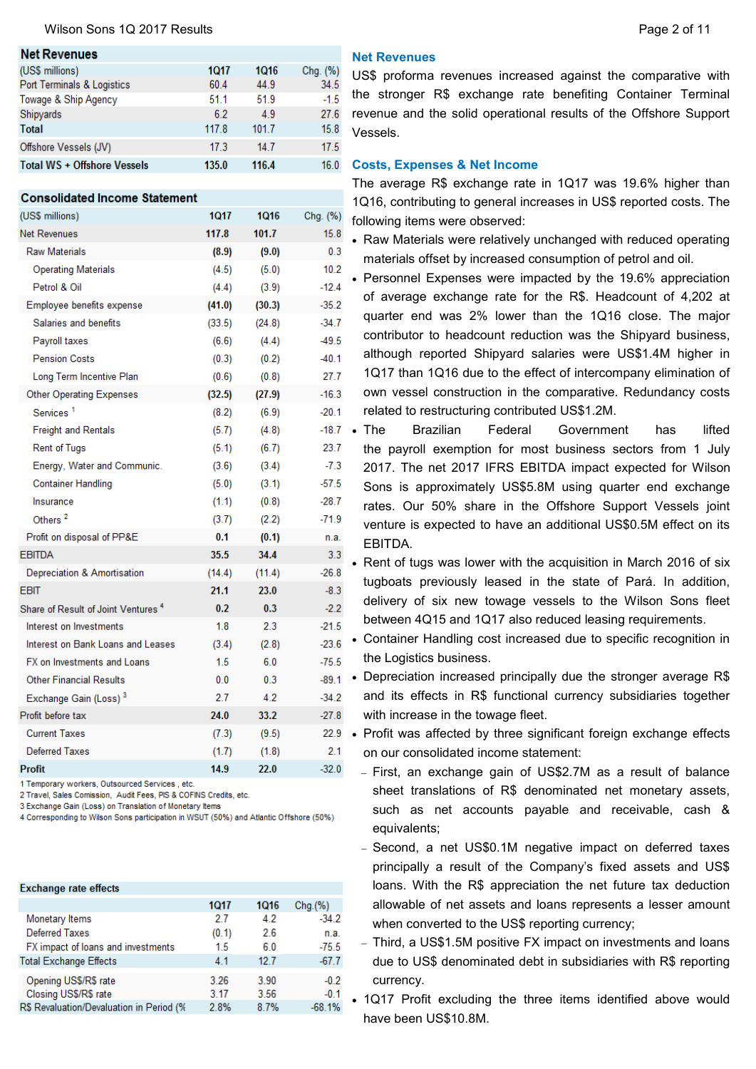**Net Revenues**

| (US$ millions) | 1Q17 | 1Q16 | Chg. (%) |
|---|---|---|---|
| Port Terminals & Logistics | 60.4 | 44.9 | 34.5 |
| Towage & Ship Agency | 51.1 | 51.9 | -1.5 |
| Shipyards | 6.2 | 4.9 | 27.6 |
| **Total** | 117.8 | 101.7 | 15.8 |
| Offshore Vessels (JV) | 17.3 | 14.7 | 17.5 |
| **Total WS + Offshore Vessels** | **135.0** | **116.4** | 16.0 |

**Consolidated Income Statement**

| (US$ millions) | 1Q17 | 1Q16 | Chg. (%) |
|---|---|---|---|
| Net Revenues | **117.8** | **101.7** | 15.8 |
| Raw Materials | **(8.9)** | **(9.0)** | 0.3 |
| Operating Materials | (4.5) | (5.0) | 10.2 |
| Petrol & Oil | (4.4) | (3.9) | -12.4 |
| Employee benefits expense | **(41.0)** | **(30.3)** | -35.2 |
| Salaries and benefits | (33.5) | (24.8) | -34.7 |
| Payroll taxes | (6.6) | (4.4) | -49.5 |
| Pension Costs | (0.3) | (0.2) | -40.1 |
| Long Term Incentive Plan | (0.6) | (0.8) | 27.7 |
| Other Operating Expenses | **(32.5)** | **(27.9)** | -16.3 |
| Services [1] | (8.2) | (6.9) | -20.1 |
| Freight and Rentals | (5.7) | (4.8) | -18.7 |
| Rent of Tugs | (5.1) | (6.7) | 23.7 |
| Energy, Water and Communic. | (3.6) | (3.4) | -7.3 |
| Container Handling | (5.0) | (3.1) | -57.5 |
| Insurance | (1.1) | (0.8) | -28.7 |
| Others [2] | (3.7) | (2.2) | -71.9 |
| Profit on disposal of PP&E | **0.1** | **(0.1)** | n.a. |
| EBITDA | **35.5** | **34.4** | 3.3 |
| Depreciation & Amortisation | (14.4) | (11.4) | -26.8 |
| EBIT | **21.1** | **23.0** | -8.3 |
| Share of Result of Joint Ventures [4] | **0.2** | **0.3** | -2.2 |
| Interest on Investments | 1.8 | 2.3 | -21.5 |
| Interest on Bank Loans and Leases | (3.4) | (2.8) | -23.6 |
| FX on Investments and Loans | 1.5 | 6.0 | -75.5 |
| Other Financial Results | 0.0 | 0.3 | -89.1 |
| Exchange Gain (Loss) [3] | 2.7 | 4.2 | -34.2 |
| Profit before tax | **24.0** | **33.2** | -27.8 |
| Current Taxes | (7.3) | (9.5) | 22.9 |
| Deferred Taxes | (1.7) | (1.8) | 2.1 |
| **Profit** | **14.9** | **22.0** | -32.0 |

1 Temporary workers, Outsourced Services , etc.
2 Travel, Sales Comission, Audit Fees, PIS & COFINS Credits, etc.
3 Exchange Gain (Loss) on Translation of Monetary Items
4 Corresponding to Wilson Sons participation in WSUT (50%) and Atlantic Offshore (50%)

**Exchange rate effects**

| | 1Q17 | 1Q16 | Chg.(%) |
|---|---|---|---|
| Monetary Items | 2.7 | 4.2 | -34.2 |
| Deferred Taxes | (0.1) | 2.6 | n.a. |
| FX impact of loans and investments | 1.5 | 6.0 | -75.5 |
| Total Exchange Effects | 4.1 | 12.7 | -67.7 |
| Opening US$/R$ rate | 3.26 | 3.90 | -0.2 |
| Closing US$/R$ rate | 3.17 | 3.56 | -0.1 |
| R$ Revaluation/Devaluation in Period (% | 2.8% | 8.7% | -68.1% |

## Net Revenues

US$ proforma revenues increased against the comparative with the stronger R$ exchange rate benefiting Container Terminal revenue and the solid operational results of the Offshore Support Vessels.

## Costs, Expenses & Net Income

The average R$ exchange rate in 1Q17 was 19.6% higher than 1Q16, contributing to general increases in US$ reported costs. The following items were observed:

- Raw Materials were relatively unchanged with reduced operating materials offset by increased consumption of petrol and oil.
- Personnel Expenses were impacted by the 19.6% appreciation of average exchange rate for the R$. Headcount of 4,202 at quarter end was 2% lower than the 1Q16 close. The major contributor to headcount reduction was the Shipyard business, although reported Shipyard salaries were US$1.4M higher in 1Q17 than 1Q16 due to the effect of intercompany elimination of own vessel construction in the comparative. Redundancy costs related to restructuring contributed US$1.2M.
- The Brazilian Federal Government has lifted the payroll exemption for most business sectors from 1 July 2017. The net 2017 IFRS EBITDA impact expected for Wilson Sons is approximately US$5.8M using quarter end exchange rates. Our 50% share in the Offshore Support Vessels joint venture is expected to have an additional US$0.5M effect on its EBITDA.
- Rent of tugs was lower with the acquisition in March 2016 of six tugboats previously leased in the state of Pará. In addition, delivery of six new towage vessels to the Wilson Sons fleet between 4Q15 and 1Q17 also reduced leasing requirements.
- Container Handling cost increased due to specific recognition in the Logistics business.
- Depreciation increased principally due the stronger average R$ and its effects in R$ functional currency subsidiaries together with increase in the towage fleet.
- Profit was affected by three significant foreign exchange effects on our consolidated income statement:
  - First, an exchange gain of US$2.7M as a result of balance sheet translations of R$ denominated net monetary assets, such as net accounts payable and receivable, cash & equivalents;
  - Second, a net US$0.1M negative impact on deferred taxes principally a result of the Company's fixed assets and US$ loans. With the R$ appreciation the net future tax deduction allowable of net assets and loans represents a lesser amount when converted to the US$ reporting currency;
  - Third, a US$1.5M positive FX impact on investments and loans due to US$ denominated debt in subsidiaries with R$ reporting currency.
- 1Q17 Profit excluding the three items identified above would have been US$10.8M.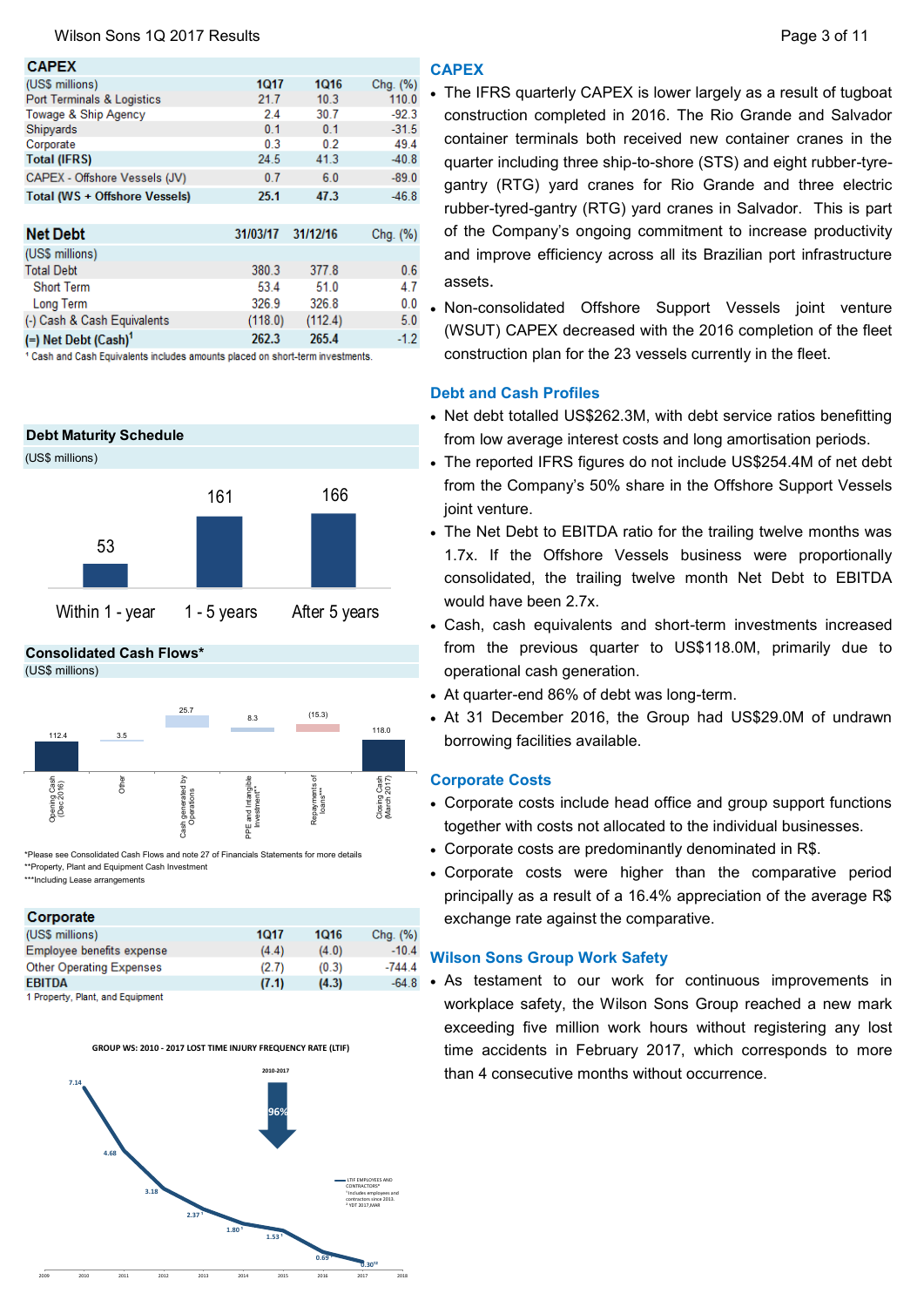## CAPEX

| (US$ millions) | 1Q17 | 1Q16 | Chg. (%) |
|---|---|---|---|
| Port Terminals & Logistics | 21.7 | 10.3 | 110.0 |
| Towage & Ship Agency | 2.4 | 30.7 | -92.3 |
| Shipyards | 0.1 | 0.1 | -31.5 |
| Corporate | 0.3 | 0.2 | 49.4 |
| **Total (IFRS)** | 24.5 | 41.3 | -40.8 |
| CAPEX - Offshore Vessels (JV) | 0.7 | 6.0 | -89.0 |
| **Total (WS + Offshore Vessels)** | **25.1** | **47.3** | -46.8 |

## Net Debt

| (US$ millions) | 31/03/17 | 31/12/16 | Chg. (%) |
|---|---|---|---|
| Total Debt | 380.3 | 377.8 | 0.6 |
| Short Term | 53.4 | 51.0 | 4.7 |
| Long Term | 326.9 | 326.8 | 0.0 |
| (-) Cash & Cash Equivalents | (118.0) | (112.4) | 5.0 |
| **(=) Net Debt (Cash)[1]** | **262.3** | **265.4** | -1.2 |

[1] Cash and Cash Equivalents includes amounts placed on short-term investments.

## Debt Maturity Schedule

(US$ millions)

| Within 1 - year | 1 - 5 years | After 5 years |
|---|---|---|
| 53 | 161 | 166 |

## Consolidated Cash Flows*

(US$ millions)

| Opening Cash (Dec 2016) | Other | Cash generated by Operations | PPE and Intangible Investment** | Repayments of loans*** | Closing Cash (March 2017) |
|---|---|---|---|---|---|
| 112.4 | 3.5 | 25.7 | 8.3 | (15.3) | 118.0 |

*Please see Consolidated Cash Flows and note 27 of Financials Statements for more details
**Property, Plant and Equipment Cash Investment
***Including Lease arrangements

## Corporate

| (US$ millions) | 1Q17 | 1Q16 | Chg. (%) |
|---|---|---|---|
| Employee benefits expense | (4.4) | (4.0) | -10.4 |
| Other Operating Expenses | (2.7) | (0.3) | -744.4 |
| **EBITDA** | **(7.1)** | **(4.3)** | -64.8 |

1 Property, Plant, and Equipment

**GROUP WS: 2010 - 2017 LOST TIME INJURY FREQUENCY RATE (LTIF)**

| 2010 | 2011 | 2012 | 2013 | 2014 | 2015 | 2016 | 2017 |
|---|---|---|---|---|---|---|---|
| 7.14 | 4.68 | 3.18 | 2.37 | 1.80 | 1.53 | 0.69 | 0.30 |

2010-2017: 96% reduction

LTIF EMPLOYEES AND CONTRACTORS* — *Includes employees and contractors since 2013. ** YDT 2017 MAR

## CAPEX

- The IFRS quarterly CAPEX is lower largely as a result of tugboat construction completed in 2016. The Rio Grande and Salvador container terminals both received new container cranes in the quarter including three ship-to-shore (STS) and eight rubber-tyre-gantry (RTG) yard cranes for Rio Grande and three electric rubber-tyred-gantry (RTG) yard cranes in Salvador. This is part of the Company's ongoing commitment to increase productivity and improve efficiency across all its Brazilian port infrastructure assets.
- Non-consolidated Offshore Support Vessels joint venture (WSUT) CAPEX decreased with the 2016 completion of the fleet construction plan for the 23 vessels currently in the fleet.

## Debt and Cash Profiles

- Net debt totalled US$262.3M, with debt service ratios benefitting from low average interest costs and long amortisation periods.
- The reported IFRS figures do not include US$254.4M of net debt from the Company's 50% share in the Offshore Support Vessels joint venture.
- The Net Debt to EBITDA ratio for the trailing twelve months was 1.7x. If the Offshore Vessels business were proportionally consolidated, the trailing twelve month Net Debt to EBITDA would have been 2.7x.
- Cash, cash equivalents and short-term investments increased from the previous quarter to US$118.0M, primarily due to operational cash generation.
- At quarter-end 86% of debt was long-term.
- At 31 December 2016, the Group had US$29.0M of undrawn borrowing facilities available.

## Corporate Costs

- Corporate costs include head office and group support functions together with costs not allocated to the individual businesses.
- Corporate costs are predominantly denominated in R$.
- Corporate costs were higher than the comparative period principally as a result of a 16.4% appreciation of the average R$ exchange rate against the comparative.

## Wilson Sons Group Work Safety

- As testament to our work for continuous improvements in workplace safety, the Wilson Sons Group reached a new mark exceeding five million work hours without registering any lost time accidents in February 2017, which corresponds to more than 4 consecutive months without occurrence.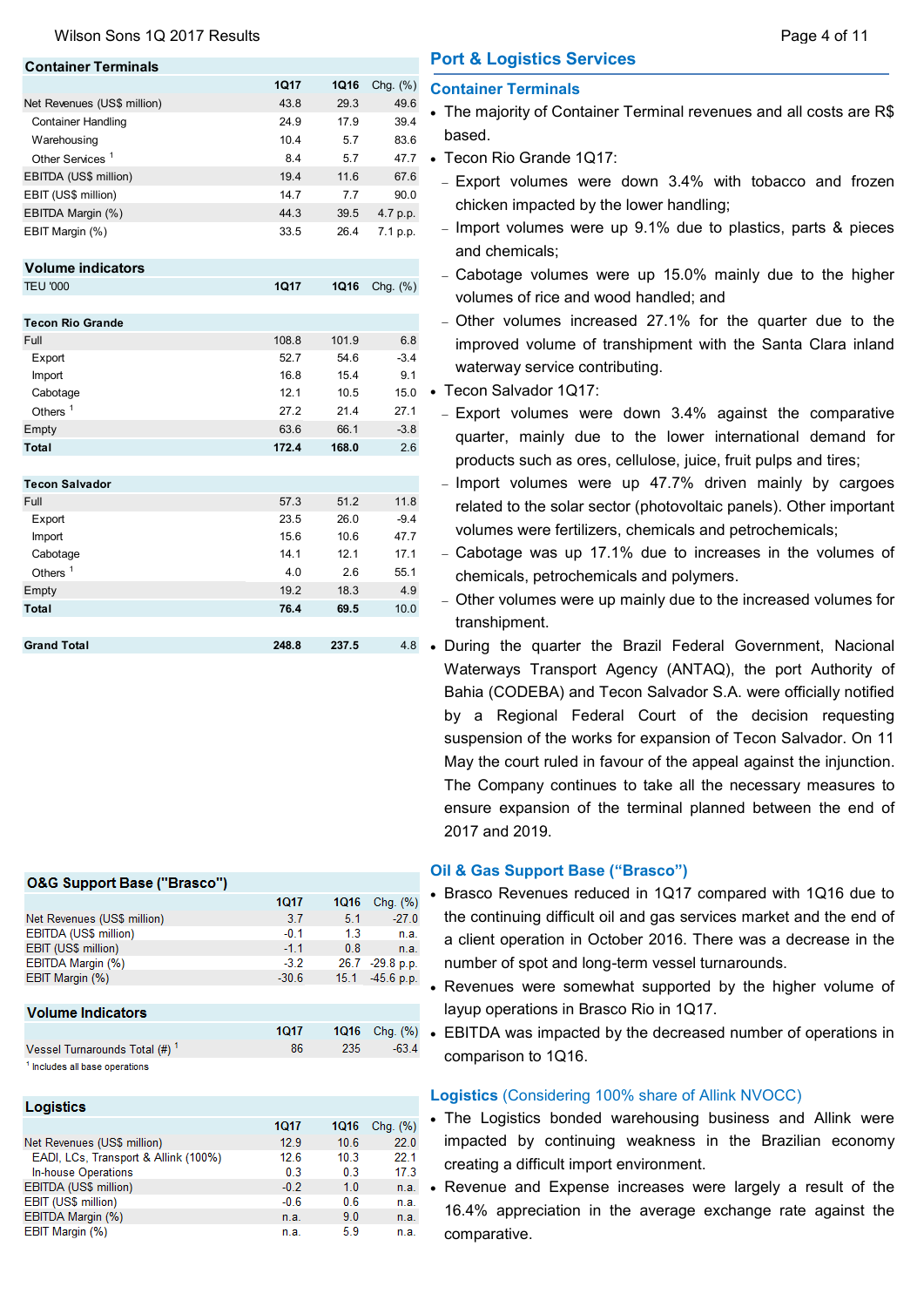## Port & Logistics Services

**Container Terminals**

| | 1Q17 | 1Q16 | Chg. (%) |
|---|---|---|---|
| Net Revenues (US$ million) | 43.8 | 29.3 | 49.6 |
| Container Handling | 24.9 | 17.9 | 39.4 |
| Warehousing | 10.4 | 5.7 | 83.6 |
| Other Services [1] | 8.4 | 5.7 | 47.7 |
| EBITDA (US$ million) | 19.4 | 11.6 | 67.6 |
| EBIT (US$ million) | 14.7 | 7.7 | 90.0 |
| EBITDA Margin (%) | 44.3 | 39.5 | 4.7 p.p. |
| EBIT Margin (%) | 33.5 | 26.4 | 7.1 p.p. |

**Volume indicators**

| TEU '000 | 1Q17 | 1Q16 | Chg. (%) |
|---|---|---|---|
| **Tecon Rio Grande** | | | |
| Full | 108.8 | 101.9 | 6.8 |
| Export | 52.7 | 54.6 | -3.4 |
| Import | 16.8 | 15.4 | 9.1 |
| Cabotage | 12.1 | 10.5 | 15.0 |
| Others [1] | 27.2 | 21.4 | 27.1 |
| Empty | 63.6 | 66.1 | -3.8 |
| **Total** | **172.4** | **168.0** | 2.6 |
| **Tecon Salvador** | | | |
| Full | 57.3 | 51.2 | 11.8 |
| Export | 23.5 | 26.0 | -9.4 |
| Import | 15.6 | 10.6 | 47.7 |
| Cabotage | 14.1 | 12.1 | 17.1 |
| Others [1] | 4.0 | 2.6 | 55.1 |
| Empty | 19.2 | 18.3 | 4.9 |
| **Total** | **76.4** | **69.5** | 10.0 |
| **Grand Total** | **248.8** | **237.5** | 4.8 |

### Container Terminals

- The majority of Container Terminal revenues and all costs are R$ based.
- Tecon Rio Grande 1Q17:
  - Export volumes were down 3.4% with tobacco and frozen chicken impacted by the lower handling;
  - Import volumes were up 9.1% due to plastics, parts & pieces and chemicals;
  - Cabotage volumes were up 15.0% mainly due to the higher volumes of rice and wood handled; and
  - Other volumes increased 27.1% for the quarter due to the improved volume of transhipment with the Santa Clara inland waterway service contributing.
- Tecon Salvador 1Q17:
  - Export volumes were down 3.4% against the comparative quarter, mainly due to the lower international demand for products such as ores, cellulose, juice, fruit pulps and tires;
  - Import volumes were up 47.7% driven mainly by cargoes related to the solar sector (photovoltaic panels). Other important volumes were fertilizers, chemicals and petrochemicals;
  - Cabotage was up 17.1% due to increases in the volumes of chemicals, petrochemicals and polymers.
  - Other volumes were up mainly due to the increased volumes for transhipment.
- During the quarter the Brazil Federal Government, Nacional Waterways Transport Agency (ANTAQ), the port Authority of Bahia (CODEBA) and Tecon Salvador S.A. were officially notified by a Regional Federal Court of the decision requesting suspension of the works for expansion of Tecon Salvador. On 11 May the court ruled in favour of the appeal against the injunction. The Company continues to take all the necessary measures to ensure expansion of the terminal planned between the end of 2017 and 2019.

**O&G Support Base ("Brasco")**

| | 1Q17 | 1Q16 | Chg. (%) |
|---|---|---|---|
| Net Revenues (US$ million) | 3.7 | 5.1 | -27.0 |
| EBITDA (US$ million) | -0.1 | 1.3 | n.a. |
| EBIT (US$ million) | -1.1 | 0.8 | n.a. |
| EBITDA Margin (%) | -3.2 | 26.7 | -29.8 p.p. |
| EBIT Margin (%) | -30.6 | 15.1 | -45.6 p.p. |

**Volume Indicators**

| | 1Q17 | 1Q16 | Chg. (%) |
|---|---|---|---|
| Vessel Turnarounds Total (#) [1] | 86 | 235 | -63.4 |

[1] Includes all base operations

### Oil & Gas Support Base ("Brasco")

- Brasco Revenues reduced in 1Q17 compared with 1Q16 due to the continuing difficult oil and gas services market and the end of a client operation in October 2016. There was a decrease in the number of spot and long-term vessel turnarounds.
- Revenues were somewhat supported by the higher volume of layup operations in Brasco Rio in 1Q17.
- EBITDA was impacted by the decreased number of operations in comparison to 1Q16.

**Logistics**

| | 1Q17 | 1Q16 | Chg. (%) |
|---|---|---|---|
| Net Revenues (US$ million) | 12.9 | 10.6 | 22.0 |
| EADI, LCs, Transport & Allink (100%) | 12.6 | 10.3 | 22.1 |
| In-house Operations | 0.3 | 0.3 | 17.3 |
| EBITDA (US$ million) | -0.2 | 1.0 | n.a. |
| EBIT (US$ million) | -0.6 | 0.6 | n.a. |
| EBITDA Margin (%) | n.a. | 9.0 | n.a. |
| EBIT Margin (%) | n.a. | 5.9 | n.a. |

### Logistics (Considering 100% share of Allink NVOCC)

- The Logistics bonded warehousing business and Allink were impacted by continuing weakness in the Brazilian economy creating a difficult import environment.
- Revenue and Expense increases were largely a result of the 16.4% appreciation in the average exchange rate against the comparative.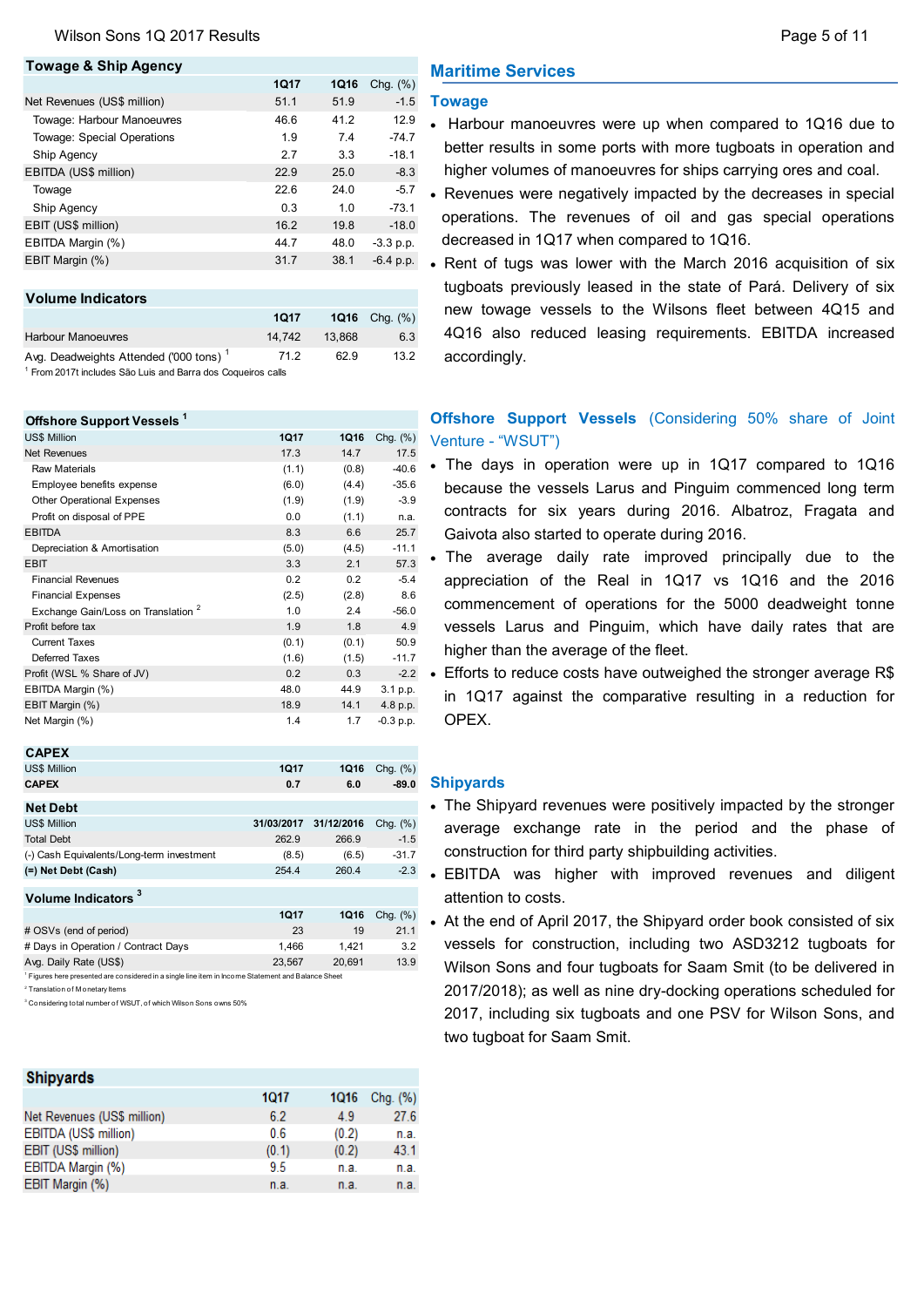## Maritime Services

### Towage & Ship Agency

| | 1Q17 | 1Q16 | Chg. (%) |
|---|---|---|---|
| Net Revenues (US$ million) | 51.1 | 51.9 | -1.5 |
| Towage: Harbour Manoeuvres | 46.6 | 41.2 | 12.9 |
| Towage: Special Operations | 1.9 | 7.4 | -74.7 |
| Ship Agency | 2.7 | 3.3 | -18.1 |
| EBITDA (US$ million) | 22.9 | 25.0 | -8.3 |
| Towage | 22.6 | 24.0 | -5.7 |
| Ship Agency | 0.3 | 1.0 | -73.1 |
| EBIT (US$ million) | 16.2 | 19.8 | -18.0 |
| EBITDA Margin (%) | 44.7 | 48.0 | -3.3 p.p. |
| EBIT Margin (%) | 31.7 | 38.1 | -6.4 p.p. |

### Volume Indicators

| | 1Q17 | 1Q16 | Chg. (%) |
|---|---|---|---|
| Harbour Manoeuvres | 14,742 | 13,868 | 6.3 |
| Avg. Deadweights Attended ('000 tons) [1] | 71.2 | 62.9 | 13.2 |

[1] From 2017t includes São Luis and Barra dos Coqueiros calls

### Towage

- Harbour manoeuvres were up when compared to 1Q16 due to better results in some ports with more tugboats in operation and higher volumes of manoeuvres for ships carrying ores and coal.
- Revenues were negatively impacted by the decreases in special operations. The revenues of oil and gas special operations decreased in 1Q17 when compared to 1Q16.
- Rent of tugs was lower with the March 2016 acquisition of six tugboats previously leased in the state of Pará. Delivery of six new towage vessels to the Wilsons fleet between 4Q15 and 4Q16 also reduced leasing requirements. EBITDA increased accordingly.

### Offshore Support Vessels [1]

| US$ Million | 1Q17 | 1Q16 | Chg. (%) |
|---|---|---|---|
| Net Revenues | 17.3 | 14.7 | 17.5 |
| Raw Materials | (1.1) | (0.8) | -40.6 |
| Employee benefits expense | (6.0) | (4.4) | -35.6 |
| Other Operational Expenses | (1.9) | (1.9) | -3.9 |
| Profit on disposal of PPE | 0.0 | (1.1) | n.a. |
| EBITDA | 8.3 | 6.6 | 25.7 |
| Depreciation & Amortisation | (5.0) | (4.5) | -11.1 |
| EBIT | 3.3 | 2.1 | 57.3 |
| Financial Revenues | 0.2 | 0.2 | -5.4 |
| Financial Expenses | (2.5) | (2.8) | 8.6 |
| Exchange Gain/Loss on Translation [2] | 1.0 | 2.4 | -56.0 |
| Profit before tax | 1.9 | 1.8 | 4.9 |
| Current Taxes | (0.1) | (0.1) | 50.9 |
| Deferred Taxes | (1.6) | (1.5) | -11.7 |
| Profit (WSL % Share of JV) | 0.2 | 0.3 | -2.2 |
| EBITDA Margin (%) | 48.0 | 44.9 | 3.1 p.p. |
| EBIT Margin (%) | 18.9 | 14.1 | 4.8 p.p. |
| Net Margin (%) | 1.4 | 1.7 | -0.3 p.p. |

### CAPEX

| US$ Million | 1Q17 | 1Q16 | Chg. (%) |
|---|---|---|---|
| **CAPEX** | **0.7** | **6.0** | **-89.0** |

### Net Debt

| US$ Million | 31/03/2017 | 31/12/2016 | Chg. (%) |
|---|---|---|---|
| Total Debt | 262.9 | 266.9 | -1.5 |
| (-) Cash Equivalents/Long-term investment | (8.5) | (6.5) | -31.7 |
| **(=) Net Debt (Cash)** | **254.4** | **260.4** | **-2.3** |

### Volume Indicators [3]

| | 1Q17 | 1Q16 | Chg. (%) |
|---|---|---|---|
| # OSVs (end of period) | 23 | 19 | 21.1 |
| # Days in Operation / Contract Days | 1,466 | 1,421 | 3.2 |
| Avg. Daily Rate (US$) | 23,567 | 20,691 | 13.9 |

[1] Figures here presented are considered in a single line item in Income Statement and Balance Sheet

[2] Translation of Monetary Items

[3] Considering total number of WSUT, of which Wilson Sons owns 50%

### Offshore Support Vessels (Considering 50% share of Joint Venture - "WSUT")

- The days in operation were up in 1Q17 compared to 1Q16 because the vessels Larus and Pinguim commenced long term contracts for six years during 2016. Albatroz, Fragata and Gaivota also started to operate during 2016.
- The average daily rate improved principally due to the appreciation of the Real in 1Q17 vs 1Q16 and the 2016 commencement of operations for the 5000 deadweight tonne vessels Larus and Pinguim, which have daily rates that are higher than the average of the fleet.
- Efforts to reduce costs have outweighed the stronger average R$ in 1Q17 against the comparative resulting in a reduction for OPEX.

### Shipyards

| | 1Q17 | 1Q16 | Chg. (%) |
|---|---|---|---|
| Net Revenues (US$ million) | 6.2 | 4.9 | 27.6 |
| EBITDA (US$ million) | 0.6 | (0.2) | n.a. |
| EBIT (US$ million) | (0.1) | (0.2) | 43.1 |
| EBITDA Margin (%) | 9.5 | n.a. | n.a. |
| EBIT Margin (%) | n.a. | n.a. | n.a. |

- The Shipyard revenues were positively impacted by the stronger average exchange rate in the period and the phase of construction for third party shipbuilding activities.
- EBITDA was higher with improved revenues and diligent attention to costs.
- At the end of April 2017, the Shipyard order book consisted of six vessels for construction, including two ASD3212 tugboats for Wilson Sons and four tugboats for Saam Smit (to be delivered in 2017/2018); as well as nine dry-docking operations scheduled for 2017, including six tugboats and one PSV for Wilson Sons, and two tugboat for Saam Smit.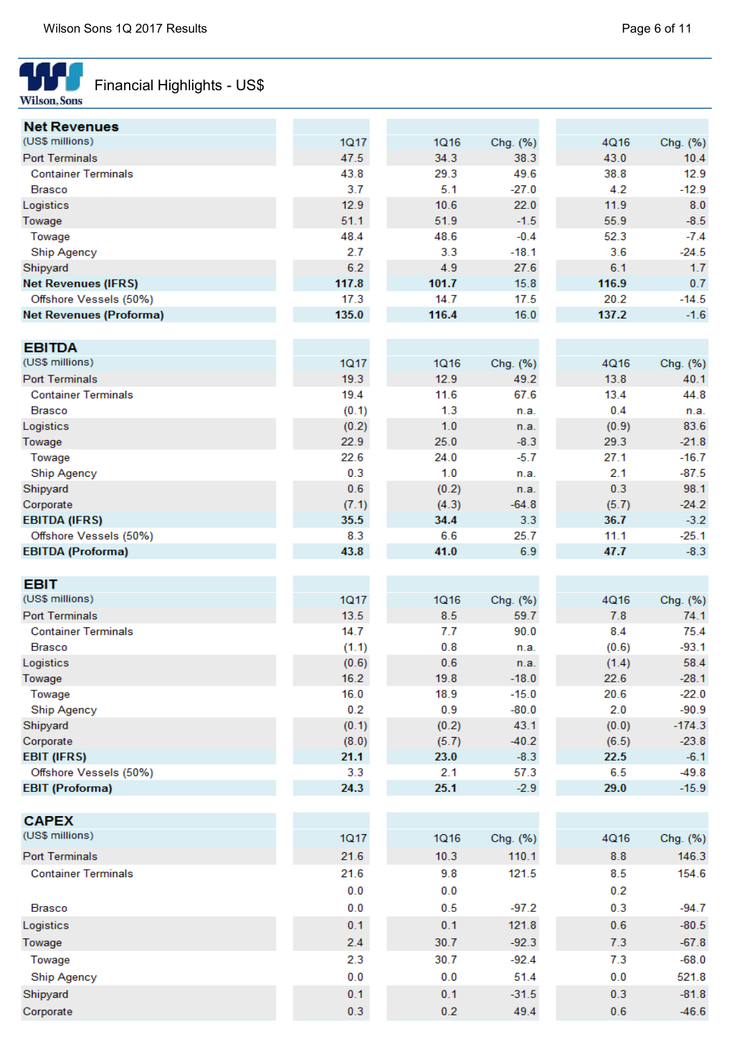## Financial Highlights - US$

| Net Revenues (US$ millions) | 1Q17 | 1Q16 | Chg. (%) | 4Q16 | Chg. (%) |
|---|---|---|---|---|---|
| Port Terminals | 47.5 | 34.3 | 38.3 | 43.0 | 10.4 |
| Container Terminals | 43.8 | 29.3 | 49.6 | 38.8 | 12.9 |
| Brasco | 3.7 | 5.1 | -27.0 | 4.2 | -12.9 |
| Logistics | 12.9 | 10.6 | 22.0 | 11.9 | 8.0 |
| Towage | 51.1 | 51.9 | -1.5 | 55.9 | -8.5 |
| Towage | 48.4 | 48.6 | -0.4 | 52.3 | -7.4 |
| Ship Agency | 2.7 | 3.3 | -18.1 | 3.6 | -24.5 |
| Shipyard | 6.2 | 4.9 | 27.6 | 6.1 | 1.7 |
| **Net Revenues (IFRS)** | **117.8** | **101.7** | 15.8 | **116.9** | 0.7 |
| Offshore Vessels (50%) | 17.3 | 14.7 | 17.5 | 20.2 | -14.5 |
| **Net Revenues (Proforma)** | **135.0** | **116.4** | 16.0 | **137.2** | -1.6 |

| EBITDA (US$ millions) | 1Q17 | 1Q16 | Chg. (%) | 4Q16 | Chg. (%) |
|---|---|---|---|---|---|
| Port Terminals | 19.3 | 12.9 | 49.2 | 13.8 | 40.1 |
| Container Terminals | 19.4 | 11.6 | 67.6 | 13.4 | 44.8 |
| Brasco | (0.1) | 1.3 | n.a. | 0.4 | n.a. |
| Logistics | (0.2) | 1.0 | n.a. | (0.9) | 83.6 |
| Towage | 22.9 | 25.0 | -8.3 | 29.3 | -21.8 |
| Towage | 22.6 | 24.0 | -5.7 | 27.1 | -16.7 |
| Ship Agency | 0.3 | 1.0 | n.a. | 2.1 | -87.5 |
| Shipyard | 0.6 | (0.2) | n.a. | 0.3 | 98.1 |
| Corporate | (7.1) | (4.3) | -64.8 | (5.7) | -24.2 |
| **EBITDA (IFRS)** | **35.5** | **34.4** | 3.3 | **36.7** | -3.2 |
| Offshore Vessels (50%) | 8.3 | 6.6 | 25.7 | 11.1 | -25.1 |
| **EBITDA (Proforma)** | **43.8** | **41.0** | 6.9 | **47.7** | -8.3 |

| EBIT (US$ millions) | 1Q17 | 1Q16 | Chg. (%) | 4Q16 | Chg. (%) |
|---|---|---|---|---|---|
| Port Terminals | 13.5 | 8.5 | 59.7 | 7.8 | 74.1 |
| Container Terminals | 14.7 | 7.7 | 90.0 | 8.4 | 75.4 |
| Brasco | (1.1) | 0.8 | n.a. | (0.6) | -93.1 |
| Logistics | (0.6) | 0.6 | n.a. | (1.4) | 58.4 |
| Towage | 16.2 | 19.8 | -18.0 | 22.6 | -28.1 |
| Towage | 16.0 | 18.9 | -15.0 | 20.6 | -22.0 |
| Ship Agency | 0.2 | 0.9 | -80.0 | 2.0 | -90.9 |
| Shipyard | (0.1) | (0.2) | 43.1 | (0.0) | -174.3 |
| Corporate | (8.0) | (5.7) | -40.2 | (6.5) | -23.8 |
| **EBIT (IFRS)** | **21.1** | **23.0** | -8.3 | **22.5** | -6.1 |
| Offshore Vessels (50%) | 3.3 | 2.1 | 57.3 | 6.5 | -49.8 |
| **EBIT (Proforma)** | **24.3** | **25.1** | -2.9 | **29.0** | -15.9 |

| CAPEX (US$ millions) | 1Q17 | 1Q16 | Chg. (%) | 4Q16 | Chg. (%) |
|---|---|---|---|---|---|
| Port Terminals | 21.6 | 10.3 | 110.1 | 8.8 | 146.3 |
| Container Terminals | 21.6 | 9.8 | 121.5 | 8.5 | 154.6 |
| | 0.0 | 0.0 | | 0.2 | |
| Brasco | 0.0 | 0.5 | -97.2 | 0.3 | -94.7 |
| Logistics | 0.1 | 0.1 | 121.8 | 0.6 | -80.5 |
| Towage | 2.4 | 30.7 | -92.3 | 7.3 | -67.8 |
| Towage | 2.3 | 30.7 | -92.4 | 7.3 | -68.0 |
| Ship Agency | 0.0 | 0.0 | 51.4 | 0.0 | 521.8 |
| Shipyard | 0.1 | 0.1 | -31.5 | 0.3 | -81.8 |
| Corporate | 0.3 | 0.2 | 49.4 | 0.6 | -46.6 |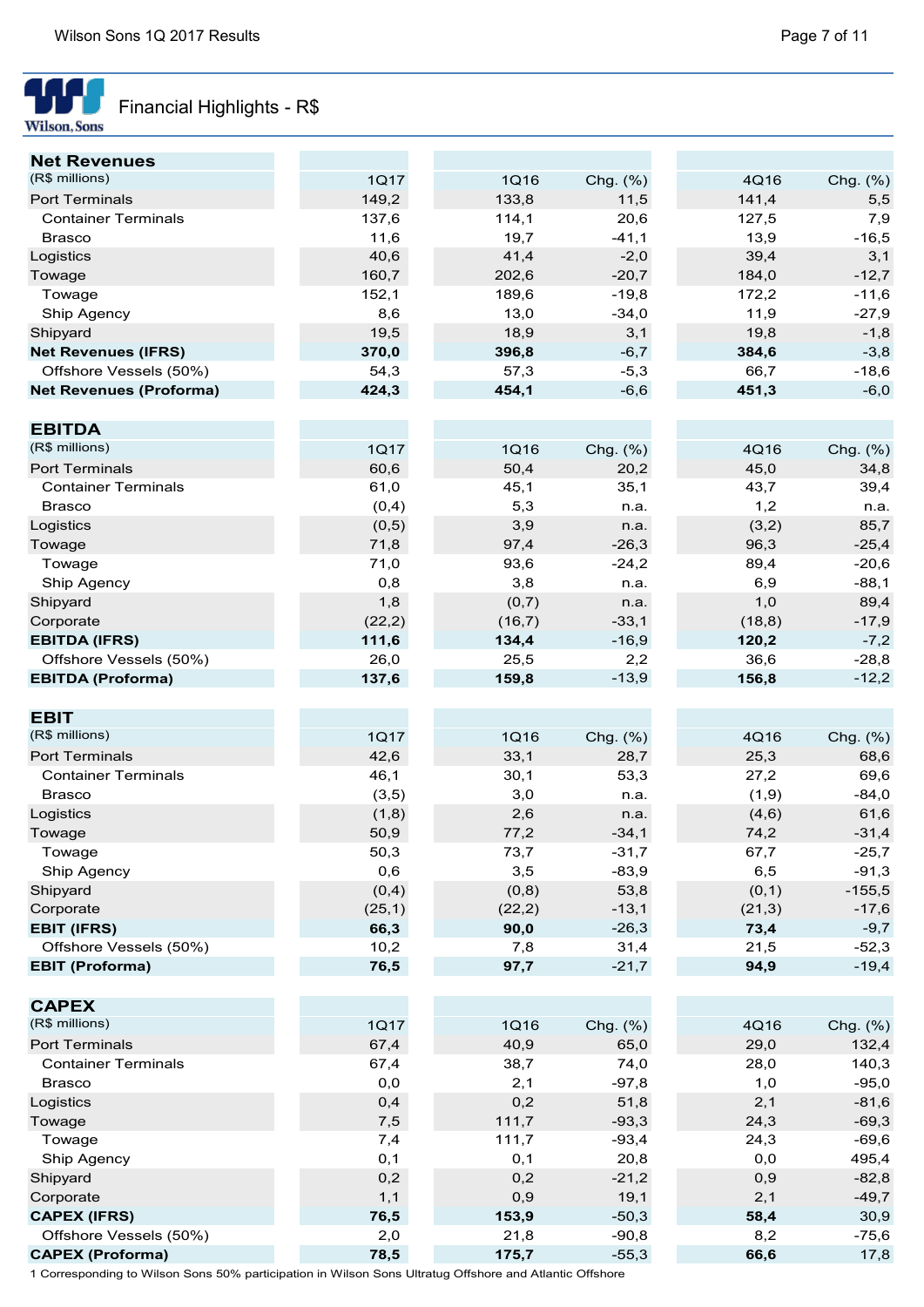## Financial Highlights - R$

| Net Revenues | | | | | |
|---|---|---|---|---|---|
| (R$ millions) | 1Q17 | 1Q16 | Chg. (%) | 4Q16 | Chg. (%) |
| Port Terminals | 149,2 | 133,8 | 11,5 | 141,4 | 5,5 |
| Container Terminals | 137,6 | 114,1 | 20,6 | 127,5 | 7,9 |
| Brasco | 11,6 | 19,7 | -41,1 | 13,9 | -16,5 |
| Logistics | 40,6 | 41,4 | -2,0 | 39,4 | 3,1 |
| Towage | 160,7 | 202,6 | -20,7 | 184,0 | -12,7 |
| Towage | 152,1 | 189,6 | -19,8 | 172,2 | -11,6 |
| Ship Agency | 8,6 | 13,0 | -34,0 | 11,9 | -27,9 |
| Shipyard | 19,5 | 18,9 | 3,1 | 19,8 | -1,8 |
| **Net Revenues (IFRS)** | **370,0** | **396,8** | -6,7 | **384,6** | -3,8 |
| Offshore Vessels (50%) | 54,3 | 57,3 | -5,3 | 66,7 | -18,6 |
| **Net Revenues (Proforma)** | **424,3** | **454,1** | -6,6 | **451,3** | -6,0 |

| EBITDA | | | | | |
|---|---|---|---|---|---|
| (R$ millions) | 1Q17 | 1Q16 | Chg. (%) | 4Q16 | Chg. (%) |
| Port Terminals | 60,6 | 50,4 | 20,2 | 45,0 | 34,8 |
| Container Terminals | 61,0 | 45,1 | 35,1 | 43,7 | 39,4 |
| Brasco | (0,4) | 5,3 | n.a. | 1,2 | n.a. |
| Logistics | (0,5) | 3,9 | n.a. | (3,2) | 85,7 |
| Towage | 71,8 | 97,4 | -26,3 | 96,3 | -25,4 |
| Towage | 71,0 | 93,6 | -24,2 | 89,4 | -20,6 |
| Ship Agency | 0,8 | 3,8 | n.a. | 6,9 | -88,1 |
| Shipyard | 1,8 | (0,7) | n.a. | 1,0 | 89,4 |
| Corporate | (22,2) | (16,7) | -33,1 | (18,8) | -17,9 |
| **EBITDA (IFRS)** | **111,6** | **134,4** | -16,9 | **120,2** | -7,2 |
| Offshore Vessels (50%) | 26,0 | 25,5 | 2,2 | 36,6 | -28,8 |
| **EBITDA (Proforma)** | **137,6** | **159,8** | -13,9 | **156,8** | -12,2 |

| EBIT | | | | | |
|---|---|---|---|---|---|
| (R$ millions) | 1Q17 | 1Q16 | Chg. (%) | 4Q16 | Chg. (%) |
| Port Terminals | 42,6 | 33,1 | 28,7 | 25,3 | 68,6 |
| Container Terminals | 46,1 | 30,1 | 53,3 | 27,2 | 69,6 |
| Brasco | (3,5) | 3,0 | n.a. | (1,9) | -84,0 |
| Logistics | (1,8) | 2,6 | n.a. | (4,6) | 61,6 |
| Towage | 50,9 | 77,2 | -34,1 | 74,2 | -31,4 |
| Towage | 50,3 | 73,7 | -31,7 | 67,7 | -25,7 |
| Ship Agency | 0,6 | 3,5 | -83,9 | 6,5 | -91,3 |
| Shipyard | (0,4) | (0,8) | 53,8 | (0,1) | -155,5 |
| Corporate | (25,1) | (22,2) | -13,1 | (21,3) | -17,6 |
| **EBIT (IFRS)** | **66,3** | **90,0** | -26,3 | **73,4** | -9,7 |
| Offshore Vessels (50%) | 10,2 | 7,8 | 31,4 | 21,5 | -52,3 |
| **EBIT (Proforma)** | **76,5** | **97,7** | -21,7 | **94,9** | -19,4 |

| CAPEX | | | | | |
|---|---|---|---|---|---|
| (R$ millions) | 1Q17 | 1Q16 | Chg. (%) | 4Q16 | Chg. (%) |
| Port Terminals | 67,4 | 40,9 | 65,0 | 29,0 | 132,4 |
| Container Terminals | 67,4 | 38,7 | 74,0 | 28,0 | 140,3 |
| Brasco | 0,0 | 2,1 | -97,8 | 1,0 | -95,0 |
| Logistics | 0,4 | 0,2 | 51,8 | 2,1 | -81,6 |
| Towage | 7,5 | 111,7 | -93,3 | 24,3 | -69,3 |
| Towage | 7,4 | 111,7 | -93,4 | 24,3 | -69,6 |
| Ship Agency | 0,1 | 0,1 | 20,8 | 0,0 | 495,4 |
| Shipyard | 0,2 | 0,2 | -21,2 | 0,9 | -82,8 |
| Corporate | 1,1 | 0,9 | 19,1 | 2,1 | -49,7 |
| **CAPEX (IFRS)** | **76,5** | **153,9** | -50,3 | **58,4** | 30,9 |
| Offshore Vessels (50%) | 2,0 | 21,8 | -90,8 | 8,2 | -75,6 |
| **CAPEX (Proforma)** | **78,5** | **175,7** | -55,3 | **66,6** | 17,8 |

1 Corresponding to Wilson Sons 50% participation in Wilson Sons Ultratug Offshore and Atlantic Offshore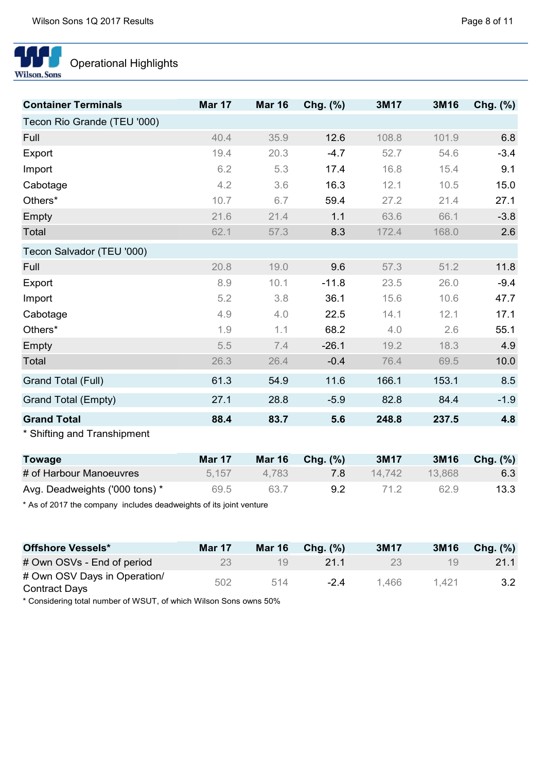## Operational Highlights

| Container Terminals | Mar 17 | Mar 16 | Chg. (%) | 3M17 | 3M16 | Chg. (%) |
|---|---|---|---|---|---|---|
| Tecon Rio Grande (TEU '000) | | | | | | |
| Full | 40.4 | 35.9 | 12.6 | 108.8 | 101.9 | 6.8 |
| Export | 19.4 | 20.3 | -4.7 | 52.7 | 54.6 | -3.4 |
| Import | 6.2 | 5.3 | 17.4 | 16.8 | 15.4 | 9.1 |
| Cabotage | 4.2 | 3.6 | 16.3 | 12.1 | 10.5 | 15.0 |
| Others* | 10.7 | 6.7 | 59.4 | 27.2 | 21.4 | 27.1 |
| Empty | 21.6 | 21.4 | 1.1 | 63.6 | 66.1 | -3.8 |
| Total | 62.1 | 57.3 | 8.3 | 172.4 | 168.0 | 2.6 |
| Tecon Salvador (TEU '000) | | | | | | |
| Full | 20.8 | 19.0 | 9.6 | 57.3 | 51.2 | 11.8 |
| Export | 8.9 | 10.1 | -11.8 | 23.5 | 26.0 | -9.4 |
| Import | 5.2 | 3.8 | 36.1 | 15.6 | 10.6 | 47.7 |
| Cabotage | 4.9 | 4.0 | 22.5 | 14.1 | 12.1 | 17.1 |
| Others* | 1.9 | 1.1 | 68.2 | 4.0 | 2.6 | 55.1 |
| Empty | 5.5 | 7.4 | -26.1 | 19.2 | 18.3 | 4.9 |
| Total | 26.3 | 26.4 | -0.4 | 76.4 | 69.5 | 10.0 |
| Grand Total (Full) | 61.3 | 54.9 | 11.6 | 166.1 | 153.1 | 8.5 |
| Grand Total (Empty) | 27.1 | 28.8 | -5.9 | 82.8 | 84.4 | -1.9 |
| **Grand Total** | **88.4** | **83.7** | **5.6** | **248.8** | **237.5** | **4.8** |

* Shifting and Transhipment

| Towage | Mar 17 | Mar 16 | Chg. (%) | 3M17 | 3M16 | Chg. (%) |
|---|---|---|---|---|---|---|
| # of Harbour Manoeuvres | 5,157 | 4,783 | 7.8 | 14,742 | 13,868 | 6.3 |
| Avg. Deadweights ('000 tons) * | 69.5 | 63.7 | 9.2 | 71.2 | 62.9 | 13.3 |

* As of 2017 the company includes deadweights of its joint venture

| Offshore Vessels* | Mar 17 | Mar 16 | Chg. (%) | 3M17 | 3M16 | Chg. (%) |
|---|---|---|---|---|---|---|
| # Own OSVs - End of period | 23 | 19 | 21.1 | 23 | 19 | 21.1 |
| # Own OSV Days in Operation/ Contract Days | 502 | 514 | -2.4 | 1,466 | 1,421 | 3.2 |

* Considering total number of WSUT, of which Wilson Sons owns 50%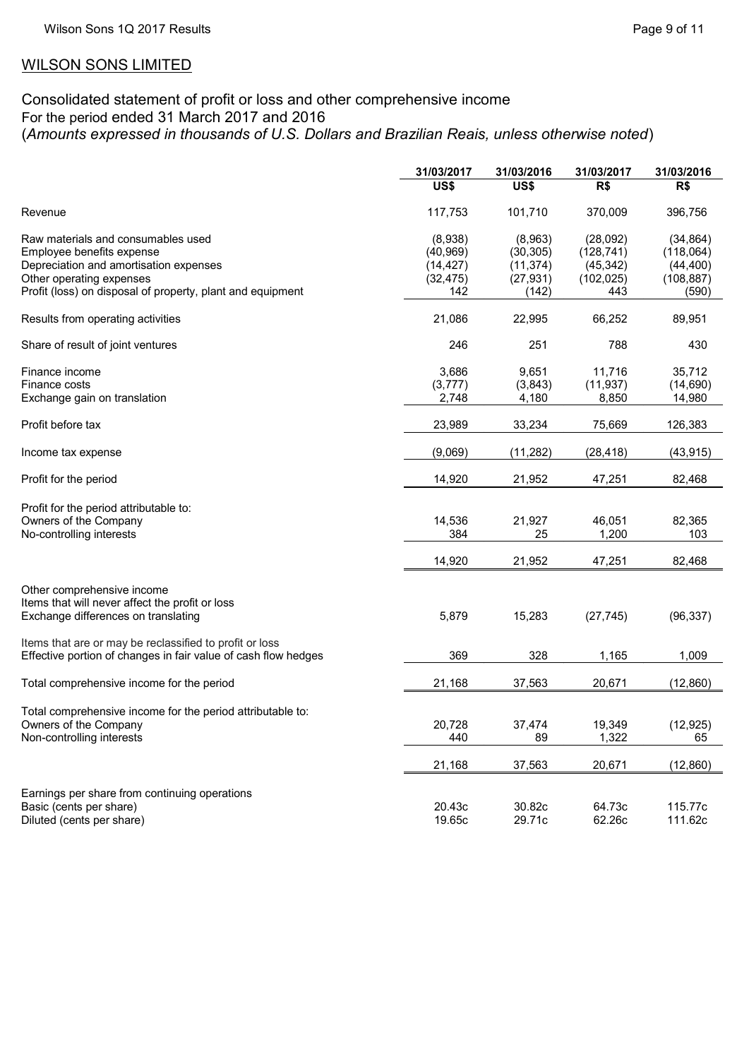## WILSON SONS LIMITED

### Consolidated statement of profit or loss and other comprehensive income
For the period ended 31 March 2017 and 2016
(*Amounts expressed in thousands of U.S. Dollars and Brazilian Reais, unless otherwise noted*)

| | 31/03/2017 | 31/03/2016 | 31/03/2017 | 31/03/2016 |
|---|---|---|---|---|
| | US$ | US$ | R$ | R$ |
| Revenue | 117,753 | 101,710 | 370,009 | 396,756 |
| Raw materials and consumables used | (8,938) | (8,963) | (28,092) | (34,864) |
| Employee benefits expense | (40,969) | (30,305) | (128,741) | (118,064) |
| Depreciation and amortisation expenses | (14,427) | (11,374) | (45,342) | (44,400) |
| Other operating expenses | (32,475) | (27,931) | (102,025) | (108,887) |
| Profit (loss) on disposal of property, plant and equipment | 142 | (142) | 443 | (590) |
| Results from operating activities | 21,086 | 22,995 | 66,252 | 89,951 |
| Share of result of joint ventures | 246 | 251 | 788 | 430 |
| Finance income | 3,686 | 9,651 | 11,716 | 35,712 |
| Finance costs | (3,777) | (3,843) | (11,937) | (14,690) |
| Exchange gain on translation | 2,748 | 4,180 | 8,850 | 14,980 |
| Profit before tax | 23,989 | 33,234 | 75,669 | 126,383 |
| Income tax expense | (9,069) | (11,282) | (28,418) | (43,915) |
| Profit for the period | 14,920 | 21,952 | 47,251 | 82,468 |
| Profit for the period attributable to: | | | | |
| Owners of the Company | 14,536 | 21,927 | 46,051 | 82,365 |
| No-controlling interests | 384 | 25 | 1,200 | 103 |
| | 14,920 | 21,952 | 47,251 | 82,468 |
| Other comprehensive income | | | | |
| Items that will never affect the profit or loss | | | | |
| Exchange differences on translating | 5,879 | 15,283 | (27,745) | (96,337) |
| Items that are or may be reclassified to profit or loss | | | | |
| Effective portion of changes in fair value of cash flow hedges | 369 | 328 | 1,165 | 1,009 |
| Total comprehensive income for the period | 21,168 | 37,563 | 20,671 | (12,860) |
| Total comprehensive income for the period attributable to: | | | | |
| Owners of the Company | 20,728 | 37,474 | 19,349 | (12,925) |
| Non-controlling interests | 440 | 89 | 1,322 | 65 |
| | 21,168 | 37,563 | 20,671 | (12,860) |
| Earnings per share from continuing operations | | | | |
| Basic (cents per share) | 20.43c | 30.82c | 64.73c | 115.77c |
| Diluted (cents per share) | 19.65c | 29.71c | 62.26c | 111.62c |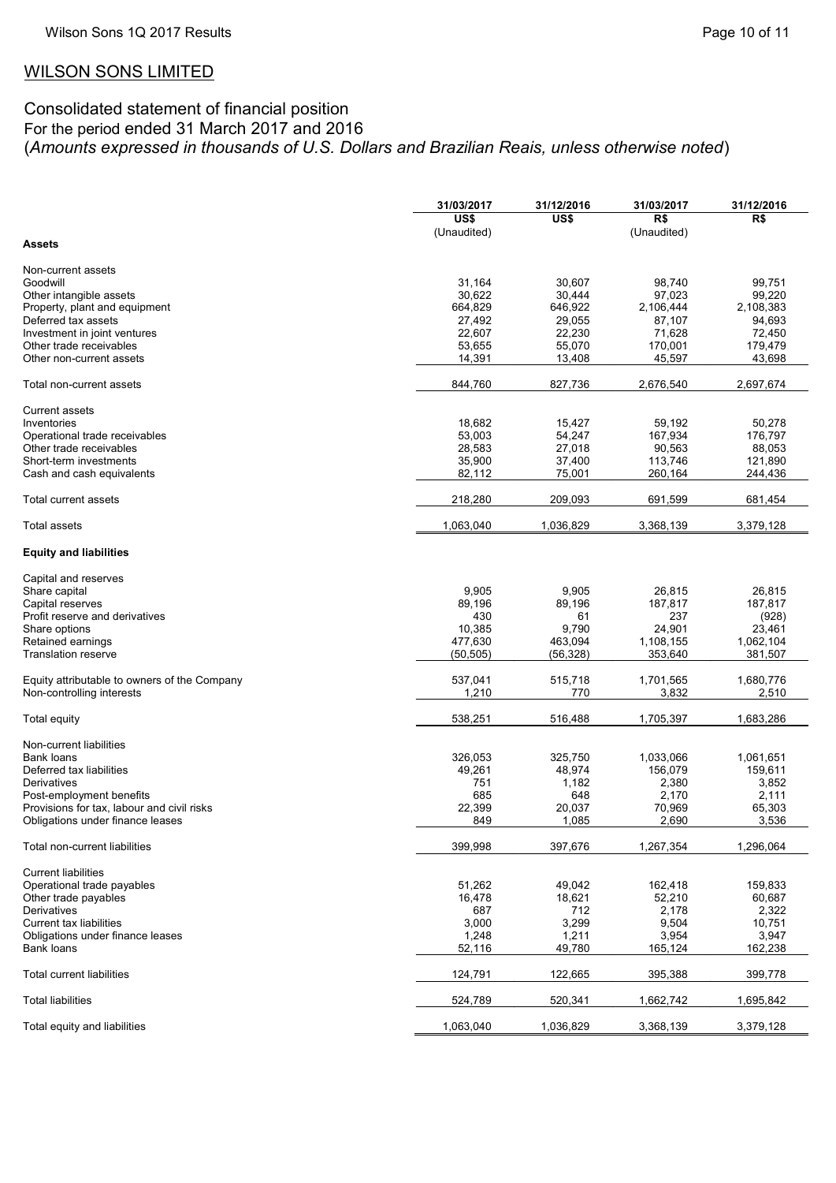## WILSON SONS LIMITED

## Consolidated statement of financial position
For the period ended 31 March 2017 and 2016
(*Amounts expressed in thousands of U.S. Dollars and Brazilian Reais, unless otherwise noted*)

| | 31/03/2017 | 31/12/2016 | 31/03/2017 | 31/12/2016 |
|---|---|---|---|---|
| | US$ | US$ | R$ | R$ |
| | (Unaudited) | | (Unaudited) | |
| **Assets** | | | | |
| Non-current assets | | | | |
| Goodwill | 31,164 | 30,607 | 98,740 | 99,751 |
| Other intangible assets | 30,622 | 30,444 | 97,023 | 99,220 |
| Property, plant and equipment | 664,829 | 646,922 | 2,106,444 | 2,108,383 |
| Deferred tax assets | 27,492 | 29,055 | 87,107 | 94,693 |
| Investment in joint ventures | 22,607 | 22,230 | 71,628 | 72,450 |
| Other trade receivables | 53,655 | 55,070 | 170,001 | 179,479 |
| Other non-current assets | 14,391 | 13,408 | 45,597 | 43,698 |
| Total non-current assets | 844,760 | 827,736 | 2,676,540 | 2,697,674 |
| Current assets | | | | |
| Inventories | 18,682 | 15,427 | 59,192 | 50,278 |
| Operational trade receivables | 53,003 | 54,247 | 167,934 | 176,797 |
| Other trade receivables | 28,583 | 27,018 | 90,563 | 88,053 |
| Short-term investments | 35,900 | 37,400 | 113,746 | 121,890 |
| Cash and cash equivalents | 82,112 | 75,001 | 260,164 | 244,436 |
| Total current assets | 218,280 | 209,093 | 691,599 | 681,454 |
| Total assets | 1,063,040 | 1,036,829 | 3,368,139 | 3,379,128 |
| **Equity and liabilities** | | | | |
| Capital and reserves | | | | |
| Share capital | 9,905 | 9,905 | 26,815 | 26,815 |
| Capital reserves | 89,196 | 89,196 | 187,817 | 187,817 |
| Profit reserve and derivatives | 430 | 61 | 237 | (928) |
| Share options | 10,385 | 9,790 | 24,901 | 23,461 |
| Retained earnings | 477,630 | 463,094 | 1,108,155 | 1,062,104 |
| Translation reserve | (50,505) | (56,328) | 353,640 | 381,507 |
| Equity attributable to owners of the Company | 537,041 | 515,718 | 1,701,565 | 1,680,776 |
| Non-controlling interests | 1,210 | 770 | 3,832 | 2,510 |
| Total equity | 538,251 | 516,488 | 1,705,397 | 1,683,286 |
| Non-current liabilities | | | | |
| Bank loans | 326,053 | 325,750 | 1,033,066 | 1,061,651 |
| Deferred tax liabilities | 49,261 | 48,974 | 156,079 | 159,611 |
| Derivatives | 751 | 1,182 | 2,380 | 3,852 |
| Post-employment benefits | 685 | 648 | 2,170 | 2,111 |
| Provisions for tax, labour and civil risks | 22,399 | 20,037 | 70,969 | 65,303 |
| Obligations under finance leases | 849 | 1,085 | 2,690 | 3,536 |
| Total non-current liabilities | 399,998 | 397,676 | 1,267,354 | 1,296,064 |
| Current liabilities | | | | |
| Operational trade payables | 51,262 | 49,042 | 162,418 | 159,833 |
| Other trade payables | 16,478 | 18,621 | 52,210 | 60,687 |
| Derivatives | 687 | 712 | 2,178 | 2,322 |
| Current tax liabilities | 3,000 | 3,299 | 9,504 | 10,751 |
| Obligations under finance leases | 1,248 | 1,211 | 3,954 | 3,947 |
| Bank loans | 52,116 | 49,780 | 165,124 | 162,238 |
| Total current liabilities | 124,791 | 122,665 | 395,388 | 399,778 |
| Total liabilities | 524,789 | 520,341 | 1,662,742 | 1,695,842 |
| Total equity and liabilities | 1,063,040 | 1,036,829 | 3,368,139 | 3,379,128 |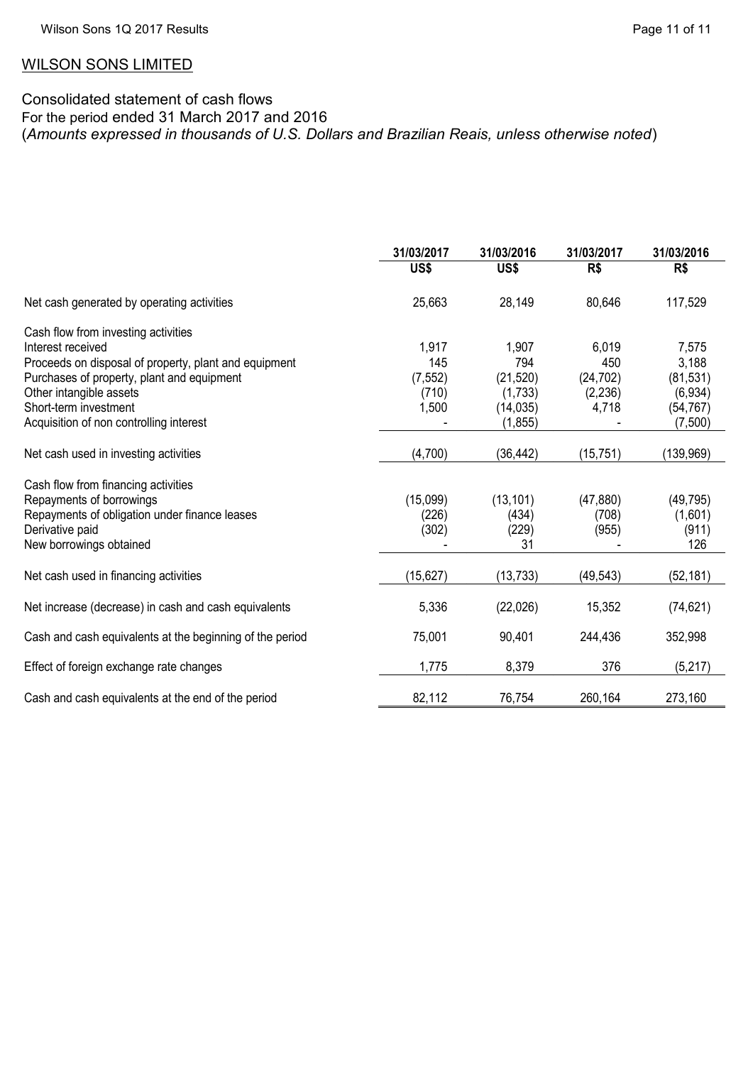## WILSON SONS LIMITED

Consolidated statement of cash flows
For the period ended 31 March 2017 and 2016
(*Amounts expressed in thousands of U.S. Dollars and Brazilian Reais, unless otherwise noted*)

| | 31/03/2017 | 31/03/2016 | 31/03/2017 | 31/03/2016 |
|---|---|---|---|---|
| | US$ | US$ | R$ | R$ |
| Net cash generated by operating activities | 25,663 | 28,149 | 80,646 | 117,529 |
| Cash flow from investing activities | | | | |
| Interest received | 1,917 | 1,907 | 6,019 | 7,575 |
| Proceeds on disposal of property, plant and equipment | 145 | 794 | 450 | 3,188 |
| Purchases of property, plant and equipment | (7,552) | (21,520) | (24,702) | (81,531) |
| Other intangible assets | (710) | (1,733) | (2,236) | (6,934) |
| Short-term investment | 1,500 | (14,035) | 4,718 | (54,767) |
| Acquisition of non controlling interest | - | (1,855) | - | (7,500) |
| Net cash used in investing activities | (4,700) | (36,442) | (15,751) | (139,969) |
| Cash flow from financing activities | | | | |
| Repayments of borrowings | (15,099) | (13,101) | (47,880) | (49,795) |
| Repayments of obligation under finance leases | (226) | (434) | (708) | (1,601) |
| Derivative paid | (302) | (229) | (955) | (911) |
| New borrowings obtained | - | 31 | - | 126 |
| Net cash used in financing activities | (15,627) | (13,733) | (49,543) | (52,181) |
| Net increase (decrease) in cash and cash equivalents | 5,336 | (22,026) | 15,352 | (74,621) |
| Cash and cash equivalents at the beginning of the period | 75,001 | 90,401 | 244,436 | 352,998 |
| Effect of foreign exchange rate changes | 1,775 | 8,379 | 376 | (5,217) |
| Cash and cash equivalents at the end of the period | 82,112 | 76,754 | 260,164 | 273,160 |